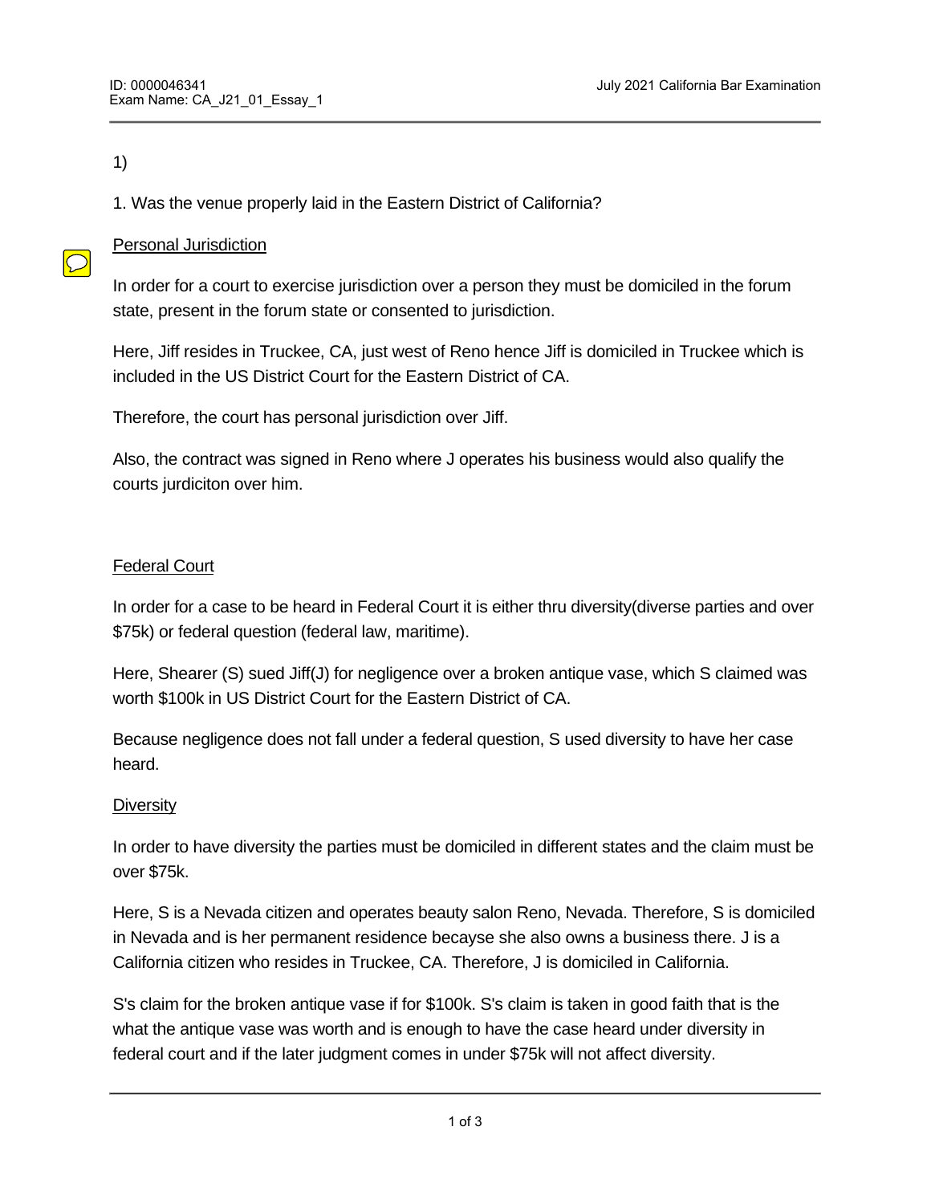1)

1. Was the venue properly laid in the Eastern District of California?

<u>Personal Jurisdiction</u>

In order for a court to exercise jurisdiction over a person they must be domiciled in the forum state, present in the forum state or consented to jurisdiction.

Here, Jiff resides in Truckee, CA, just west of Reno hence Jiff is domiciled in Truckee which is included in the US District Court for the Eastern District of CA.

Therefore, the court has personal jurisdiction over Jiff.

Also, the contract was signed in Reno where J operates his business would also qualify the courts jurdiciton over him.

<u>Federal Court</u>

In order for a case to be heard in Federal Court it is either thru diversity(diverse parties and over $75k) or federal question (federal law, maritime).

Here, Shearer (S) sued Jiff(J) for negligence over a broken antique vase, which S claimed was worth $100k in US District Court for the Eastern District of CA.

Because negligence does not fall under a federal question, S used diversity to have her case heard.

<u>Diversity</u>

In order to have diversity the parties must be domiciled in different states and the claim must be over $75k.

Here, S is a Nevada citizen and operates beauty salon Reno, Nevada. Therefore, S is domiciled in Nevada and is her permanent residence becayse she also owns a business there. J is a California citizen who resides in Truckee, CA. Therefore, J is domiciled in California.

S's claim for the broken antique vase if for $100k. S's claim is taken in good faith that is the what the antique vase was worth and is enough to have the case heard under diversity in federal court and if the later judgment comes in under $75k will not affect diversity.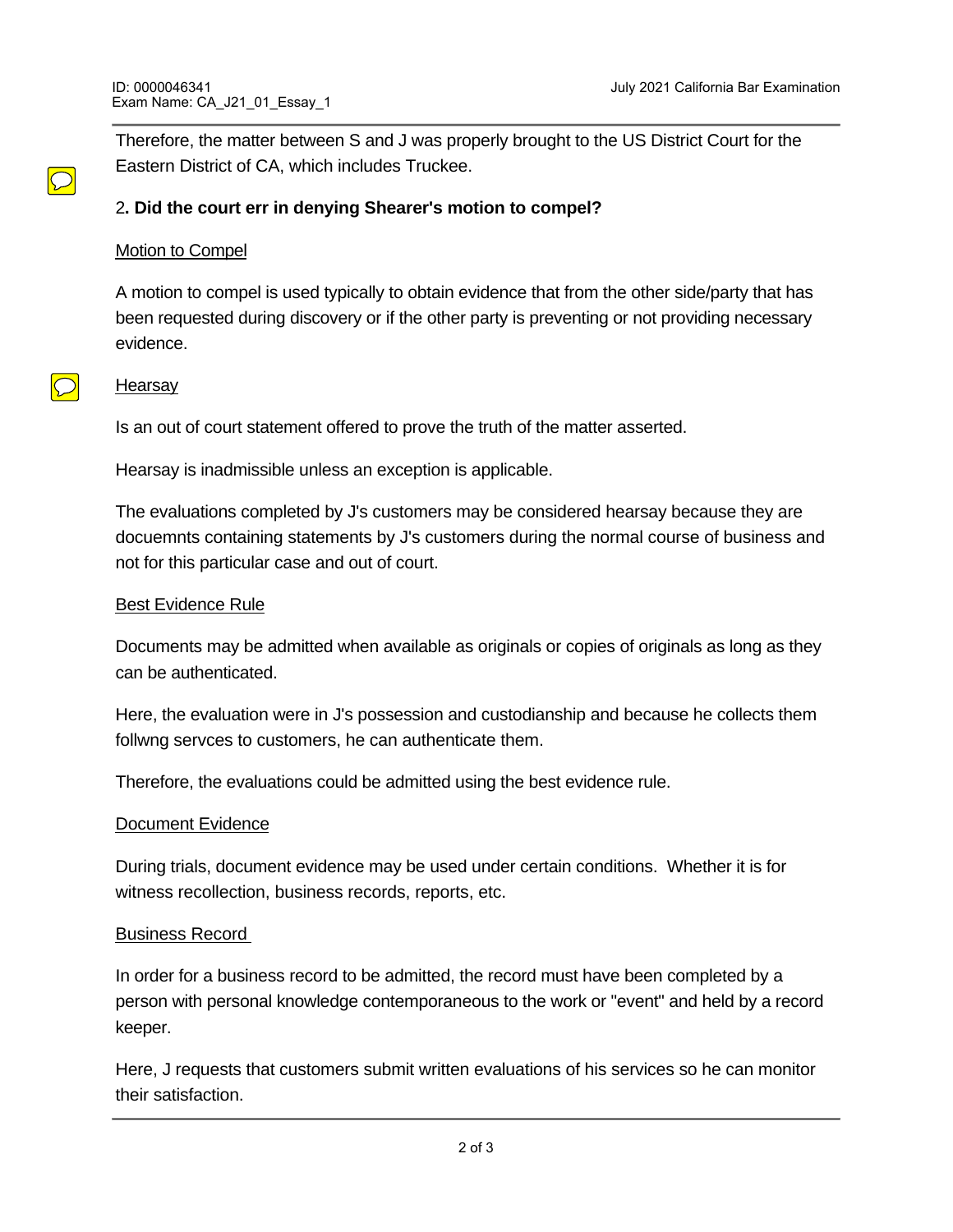Therefore, the matter between S and J was properly brought to the US District Court for the Eastern District of CA, which includes Truckee.

2**. Did the court err in denying Shearer's motion to compel?**

Motion to Compel

A motion to compel is used typically to obtain evidence that from the other side/party that has been requested during discovery or if the other party is preventing or not providing necessary evidence.

Hearsay

Is an out of court statement offered to prove the truth of the matter asserted.

Hearsay is inadmissible unless an exception is applicable.

The evaluations completed by J's customers may be considered hearsay because they are docuemnts containing statements by J's customers during the normal course of business and not for this particular case and out of court.

Best Evidence Rule

Documents may be admitted when available as originals or copies of originals as long as they can be authenticated.

Here, the evaluation were in J's possession and custodianship and because he collects them follwng servces to customers, he can authenticate them.

Therefore, the evaluations could be admitted using the best evidence rule.

Document Evidence

During trials, document evidence may be used under certain conditions. Whether it is for witness recollection, business records, reports, etc.

Business Record

In order for a business record to be admitted, the record must have been completed by a person with personal knowledge contemporaneous to the work or "event" and held by a record keeper.

Here, J requests that customers submit written evaluations of his services so he can monitor their satisfaction.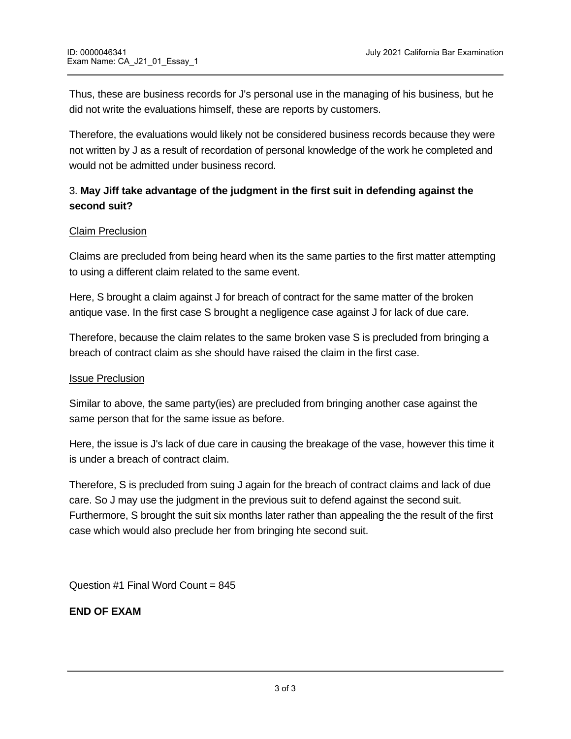Thus, these are business records for J's personal use in the managing of his business, but he did not write the evaluations himself, these are reports by customers.

Therefore, the evaluations would likely not be considered business records because they were not written by J as a result of recordation of personal knowledge of the work he completed and would not be admitted under business record.

3. **May Jiff take advantage of the judgment in the first suit in defending against the second suit?**

<u>Claim Preclusion</u>

Claims are precluded from being heard when its the same parties to the first matter attempting to using a different claim related to the same event.

Here, S brought a claim against J for breach of contract for the same matter of the broken antique vase. In the first case S brought a negligence case against J for lack of due care.

Therefore, because the claim relates to the same broken vase S is precluded from bringing a breach of contract claim as she should have raised the claim in the first case.

<u>Issue Preclusion</u>

Similar to above, the same party(ies) are precluded from bringing another case against the same person that for the same issue as before.

Here, the issue is J's lack of due care in causing the breakage of the vase, however this time it is under a breach of contract claim.

Therefore, S is precluded from suing J again for the breach of contract claims and lack of due care. So J may use the judgment in the previous suit to defend against the second suit. Furthermore, S brought the suit six months later rather than appealing the the result of the first case which would also preclude her from bringing hte second suit.

Question #1 Final Word Count = 845

**END OF EXAM**